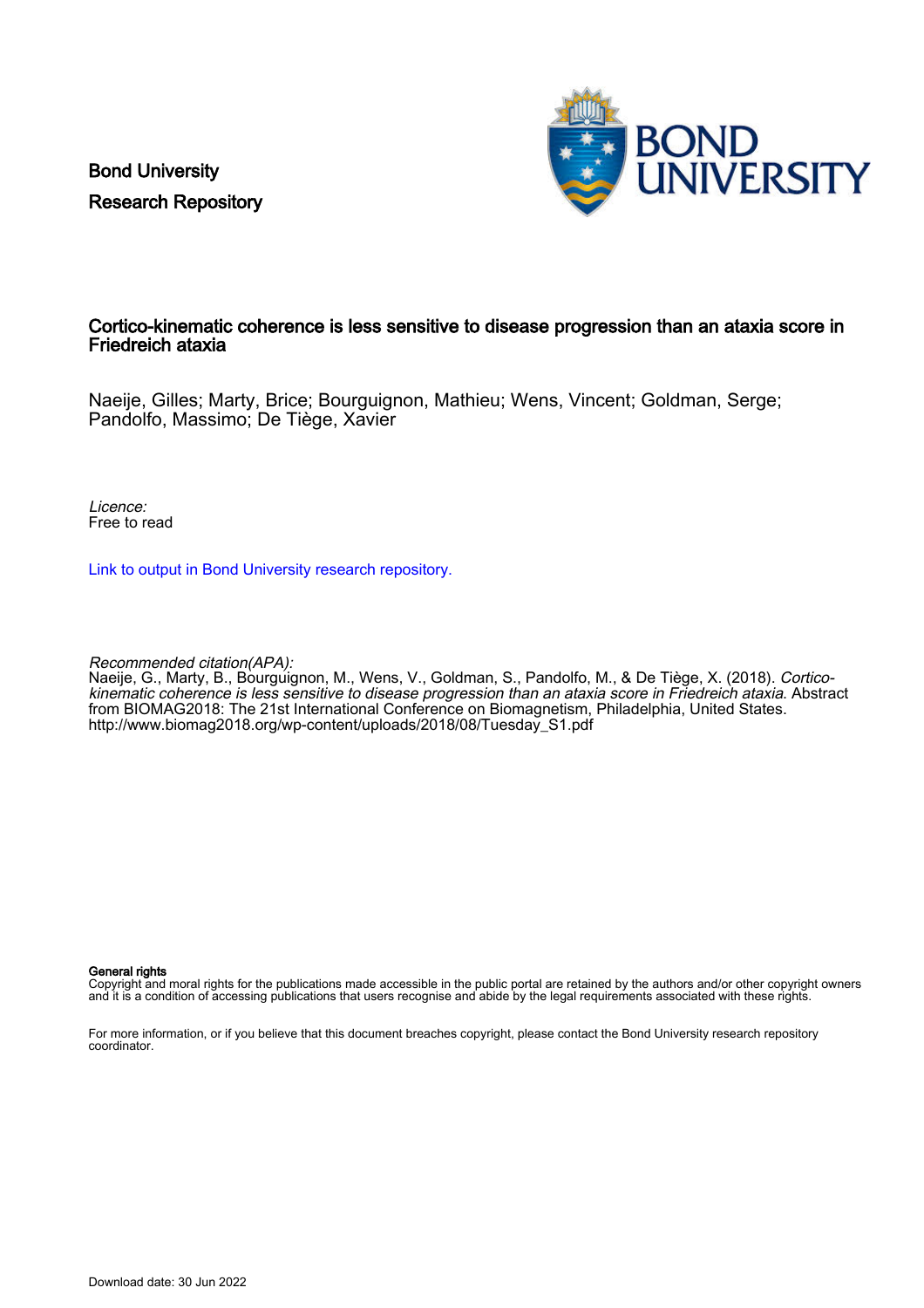Bond University
Research Repository

# Cortico-kinematic coherence is less sensitive to disease progression than an ataxia score in Friedreich ataxia

Naeije, Gilles; Marty, Brice; Bourguignon, Mathieu; Wens, Vincent; Goldman, Serge; Pandolfo, Massimo; De Tiège, Xavier

*Licence:*
Free to read

Link to output in Bond University research repository.

*Recommended citation(APA):*
Naeije, G., Marty, B., Bourguignon, M., Wens, V., Goldman, S., Pandolfo, M., & De Tiège, X. (2018). *Cortico-kinematic coherence is less sensitive to disease progression than an ataxia score in Friedreich ataxia*. Abstract from BIOMAG2018: The 21st International Conference on Biomagnetism, Philadelphia, United States. http://www.biomag2018.org/wp-content/uploads/2018/08/Tuesday_S1.pdf

**General rights**
Copyright and moral rights for the publications made accessible in the public portal are retained by the authors and/or other copyright owners and it is a condition of accessing publications that users recognise and abide by the legal requirements associated with these rights.

For more information, or if you believe that this document breaches copyright, please contact the Bond University research repository coordinator.

Download date: 30 Jun 2022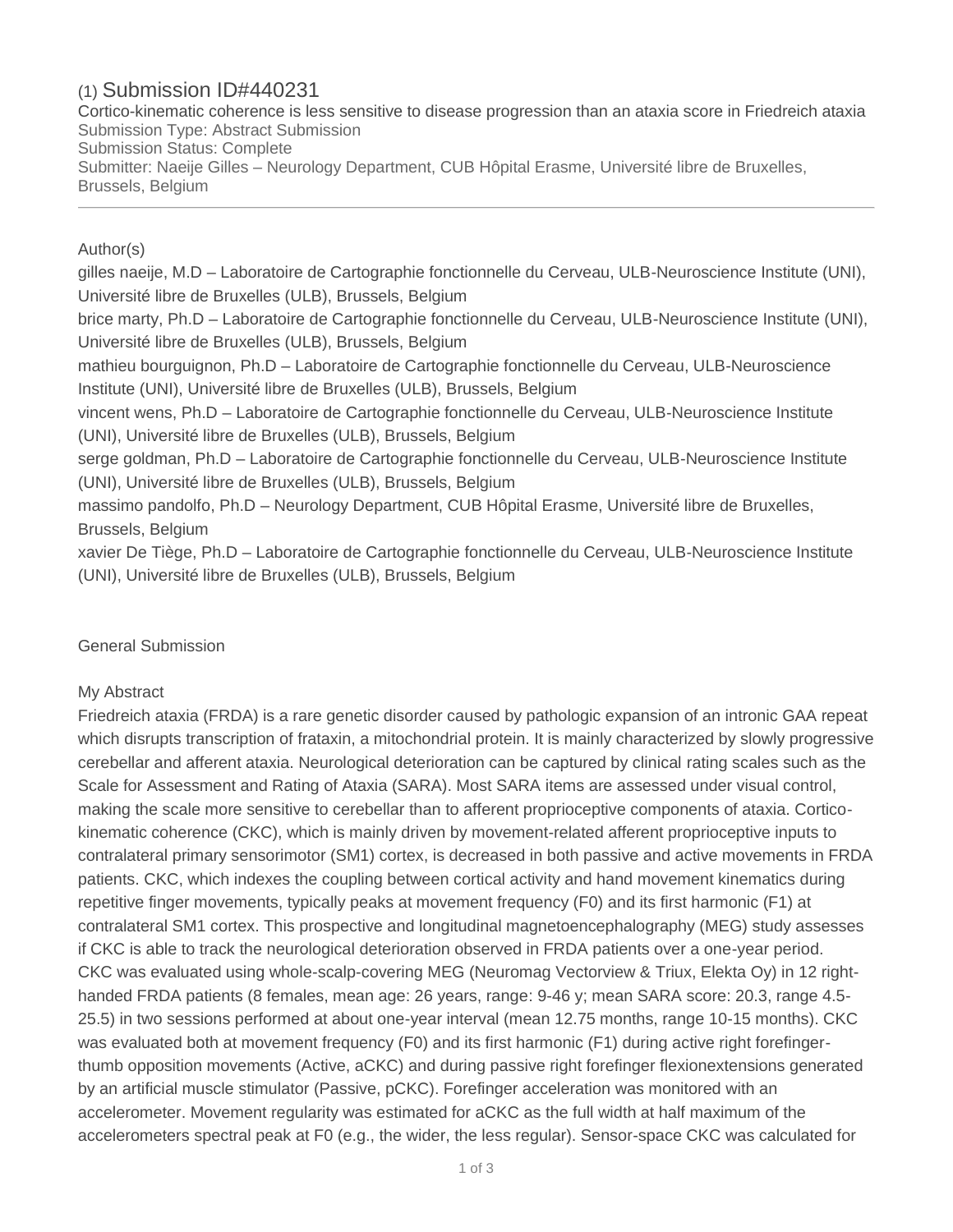# (1) Submission ID#440231

Cortico-kinematic coherence is less sensitive to disease progression than an ataxia score in Friedreich ataxia

Submission Type: Abstract Submission

Submission Status: Complete

Submitter: Naeije Gilles – Neurology Department, CUB Hôpital Erasme, Université libre de Bruxelles, Brussels, Belgium

---

Author(s)

gilles naeije, M.D – Laboratoire de Cartographie fonctionnelle du Cerveau, ULB-Neuroscience Institute (UNI), Université libre de Bruxelles (ULB), Brussels, Belgium

brice marty, Ph.D – Laboratoire de Cartographie fonctionnelle du Cerveau, ULB-Neuroscience Institute (UNI), Université libre de Bruxelles (ULB), Brussels, Belgium

mathieu bourguignon, Ph.D – Laboratoire de Cartographie fonctionnelle du Cerveau, ULB-Neuroscience Institute (UNI), Université libre de Bruxelles (ULB), Brussels, Belgium

vincent wens, Ph.D – Laboratoire de Cartographie fonctionnelle du Cerveau, ULB-Neuroscience Institute (UNI), Université libre de Bruxelles (ULB), Brussels, Belgium

serge goldman, Ph.D – Laboratoire de Cartographie fonctionnelle du Cerveau, ULB-Neuroscience Institute (UNI), Université libre de Bruxelles (ULB), Brussels, Belgium

massimo pandolfo, Ph.D – Neurology Department, CUB Hôpital Erasme, Université libre de Bruxelles, Brussels, Belgium

xavier De Tiège, Ph.D – Laboratoire de Cartographie fonctionnelle du Cerveau, ULB-Neuroscience Institute (UNI), Université libre de Bruxelles (ULB), Brussels, Belgium

General Submission

My Abstract

Friedreich ataxia (FRDA) is a rare genetic disorder caused by pathologic expansion of an intronic GAA repeat which disrupts transcription of frataxin, a mitochondrial protein. It is mainly characterized by slowly progressive cerebellar and afferent ataxia. Neurological deterioration can be captured by clinical rating scales such as the Scale for Assessment and Rating of Ataxia (SARA). Most SARA items are assessed under visual control, making the scale more sensitive to cerebellar than to afferent proprioceptive components of ataxia. Cortico-kinematic coherence (CKC), which is mainly driven by movement-related afferent proprioceptive inputs to contralateral primary sensorimotor (SM1) cortex, is decreased in both passive and active movements in FRDA patients. CKC, which indexes the coupling between cortical activity and hand movement kinematics during repetitive finger movements, typically peaks at movement frequency (F0) and its first harmonic (F1) at contralateral SM1 cortex. This prospective and longitudinal magnetoencephalography (MEG) study assesses if CKC is able to track the neurological deterioration observed in FRDA patients over a one-year period. CKC was evaluated using whole-scalp-covering MEG (Neuromag Vectorview & Triux, Elekta Oy) in 12 right-handed FRDA patients (8 females, mean age: 26 years, range: 9-46 y; mean SARA score: 20.3, range 4.5-25.5) in two sessions performed at about one-year interval (mean 12.75 months, range 10-15 months). CKC was evaluated both at movement frequency (F0) and its first harmonic (F1) during active right forefinger-thumb opposition movements (Active, aCKC) and during passive right forefinger flexionextensions generated by an artificial muscle stimulator (Passive, pCKC). Forefinger acceleration was monitored with an accelerometer. Movement regularity was estimated for aCKC as the full width at half maximum of the accelerometers spectral peak at F0 (e.g., the wider, the less regular). Sensor-space CKC was calculated for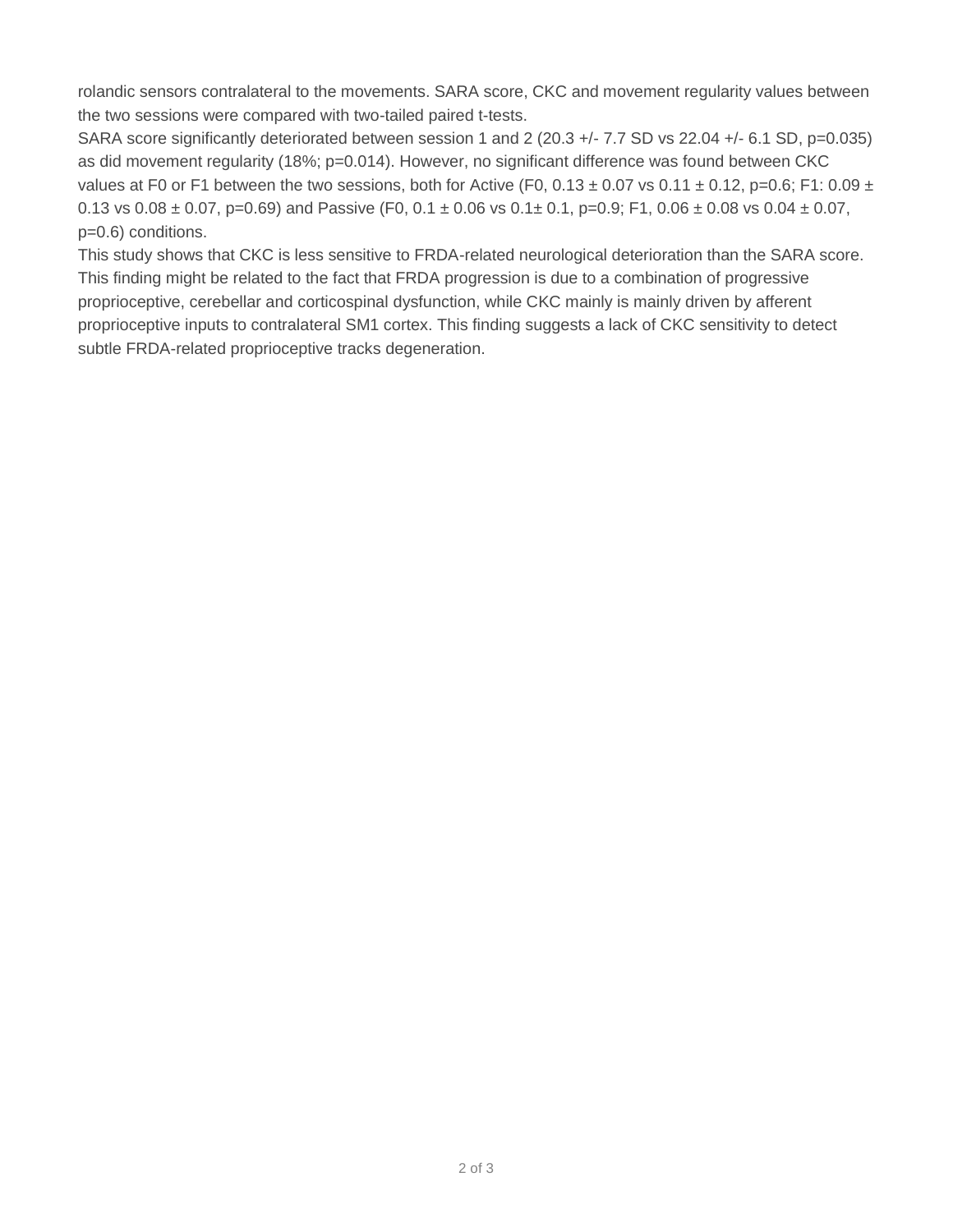rolandic sensors contralateral to the movements. SARA score, CKC and movement regularity values between the two sessions were compared with two-tailed paired t-tests.

SARA score significantly deteriorated between session 1 and 2 (20.3 +/- 7.7 SD vs 22.04 +/- 6.1 SD, $p=0.035$) as did movement regularity (18%; $p=0.014$). However, no significant difference was found between CKC values at F0 or F1 between the two sessions, both for Active (F0, 0.13 ± 0.07 vs 0.11 ± 0.12, $p=0.6$; F1: 0.09 ± 0.13 vs 0.08 ± 0.07, $p=0.69$) and Passive (F0, 0.1 ± 0.06 vs 0.1± 0.1, $p=0.9$; F1, 0.06 ± 0.08 vs 0.04 ± 0.07, $p=0.6$) conditions.

This study shows that CKC is less sensitive to FRDA-related neurological deterioration than the SARA score. This finding might be related to the fact that FRDA progression is due to a combination of progressive proprioceptive, cerebellar and corticospinal dysfunction, while CKC mainly is mainly driven by afferent proprioceptive inputs to contralateral SM1 cortex. This finding suggests a lack of CKC sensitivity to detect subtle FRDA-related proprioceptive tracks degeneration.